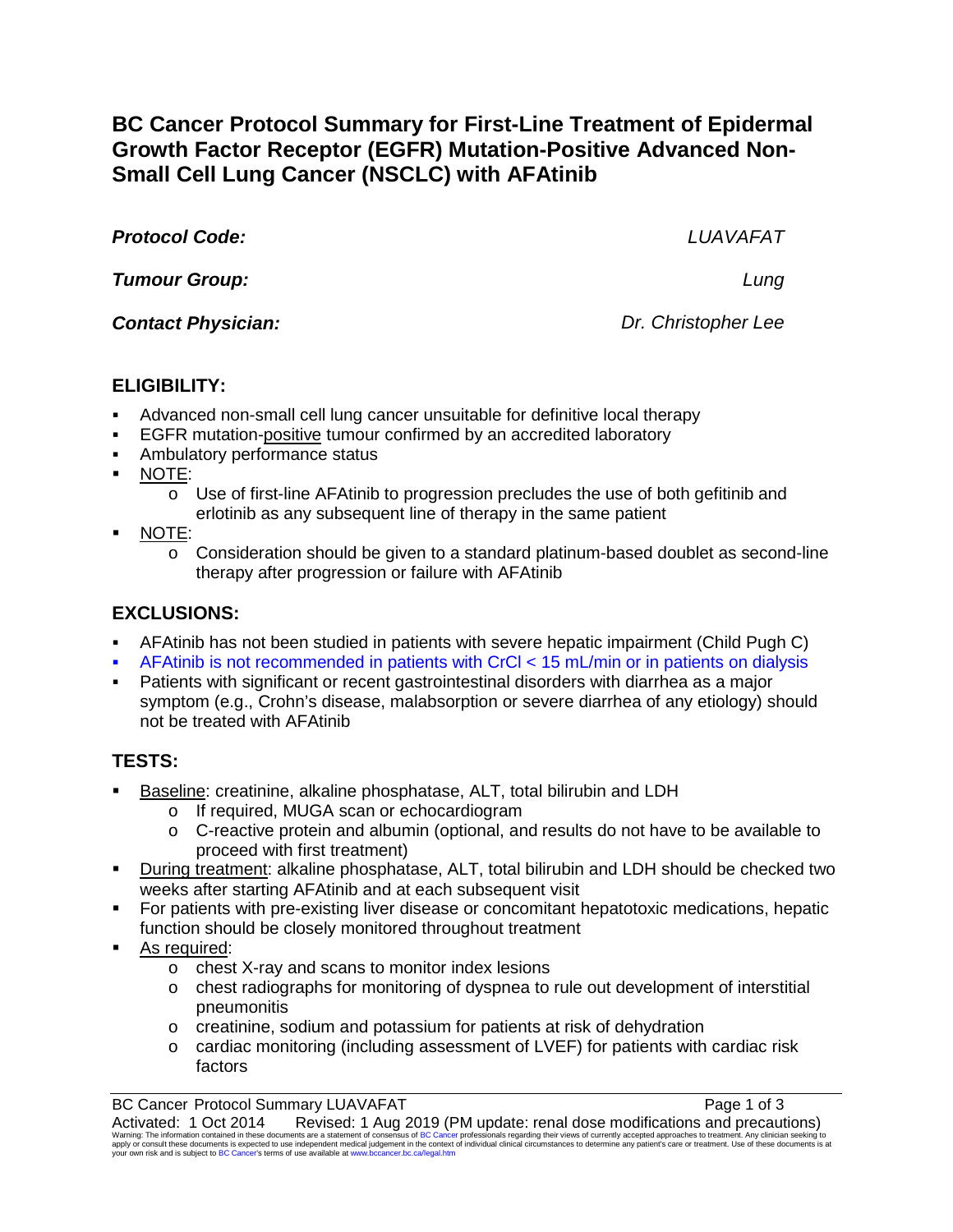# BC Cancer Protocol Summary for First-Line Treatment of Epidermal Growth Factor Receptor (EGFR) Mutation-Positive Advanced Non-Small Cell Lung Cancer (NSCLC) with AFAtinib

***Protocol Code:*** *LUAVAFAT*

***Tumour Group:*** *Lung*

***Contact Physician:*** *Dr. Christopher Lee*

## ELIGIBILITY:

- Advanced non-small cell lung cancer unsuitable for definitive local therapy
- EGFR mutation-positive tumour confirmed by an accredited laboratory
- Ambulatory performance status
- NOTE:
  - Use of first-line AFAtinib to progression precludes the use of both gefitinib and erlotinib as any subsequent line of therapy in the same patient
- NOTE:
  - Consideration should be given to a standard platinum-based doublet as second-line therapy after progression or failure with AFAtinib

## EXCLUSIONS:

- AFAtinib has not been studied in patients with severe hepatic impairment (Child Pugh C)
- AFAtinib is not recommended in patients with CrCl < 15 mL/min or in patients on dialysis
- Patients with significant or recent gastrointestinal disorders with diarrhea as a major symptom (e.g., Crohn's disease, malabsorption or severe diarrhea of any etiology) should not be treated with AFAtinib

## TESTS:

- Baseline: creatinine, alkaline phosphatase, ALT, total bilirubin and LDH
  - If required, MUGA scan or echocardiogram
  - C-reactive protein and albumin (optional, and results do not have to be available to proceed with first treatment)
- During treatment: alkaline phosphatase, ALT, total bilirubin and LDH should be checked two weeks after starting AFAtinib and at each subsequent visit
- For patients with pre-existing liver disease or concomitant hepatotoxic medications, hepatic function should be closely monitored throughout treatment
- As required:
  - chest X-ray and scans to monitor index lesions
  - chest radiographs for monitoring of dyspnea to rule out development of interstitial pneumonitis
  - creatinine, sodium and potassium for patients at risk of dehydration
  - cardiac monitoring (including assessment of LVEF) for patients with cardiac risk factors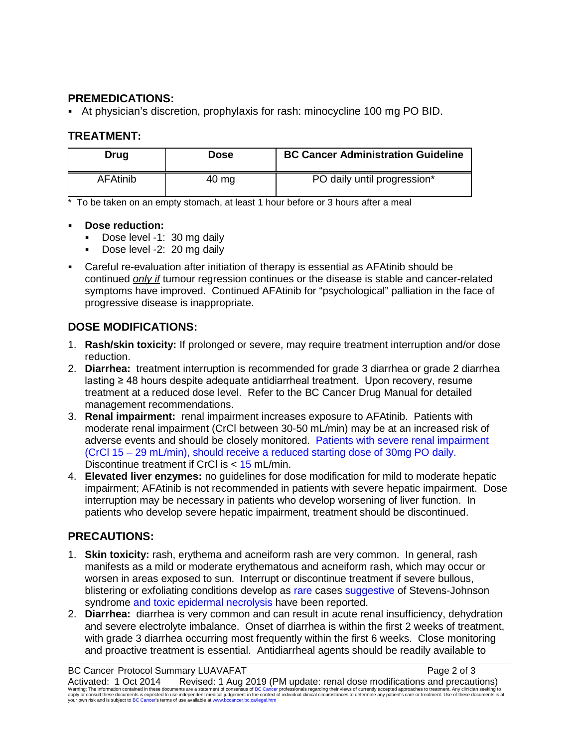## PREMEDICATIONS:

- At physician's discretion, prophylaxis for rash: minocycline 100 mg PO BID.

## TREATMENT:

| Drug | Dose | BC Cancer Administration Guideline |
|---|---|---|
| AFAtinib | 40 mg | PO daily until progression* |

* To be taken on an empty stomach, at least 1 hour before or 3 hours after a meal

- **Dose reduction:**
  - Dose level -1: 30 mg daily
  - Dose level -2: 20 mg daily
- Careful re-evaluation after initiation of therapy is essential as AFAtinib should be continued ***only if*** tumour regression continues or the disease is stable and cancer-related symptoms have improved. Continued AFAtinib for "psychological" palliation in the face of progressive disease is inappropriate.

## DOSE MODIFICATIONS:

1. **Rash/skin toxicity:** If prolonged or severe, may require treatment interruption and/or dose reduction.
2. **Diarrhea:** treatment interruption is recommended for grade 3 diarrhea or grade 2 diarrhea lasting ≥ 48 hours despite adequate antidiarrheal treatment. Upon recovery, resume treatment at a reduced dose level. Refer to the BC Cancer Drug Manual for detailed management recommendations.
3. **Renal impairment:** renal impairment increases exposure to AFAtinib. Patients with moderate renal impairment (CrCl between 30-50 mL/min) may be at an increased risk of adverse events and should be closely monitored. Patients with severe renal impairment (CrCl 15 – 29 mL/min), should receive a reduced starting dose of 30mg PO daily. Discontinue treatment if CrCl is < 15 mL/min.
4. **Elevated liver enzymes:** no guidelines for dose modification for mild to moderate hepatic impairment; AFAtinib is not recommended in patients with severe hepatic impairment. Dose interruption may be necessary in patients who develop worsening of liver function. In patients who develop severe hepatic impairment, treatment should be discontinued.

## PRECAUTIONS:

1. **Skin toxicity:** rash, erythema and acneiform rash are very common. In general, rash manifests as a mild or moderate erythematous and acneiform rash, which may occur or worsen in areas exposed to sun. Interrupt or discontinue treatment if severe bullous, blistering or exfoliating conditions develop as rare cases suggestive of Stevens-Johnson syndrome and toxic epidermal necrolysis have been reported.
2. **Diarrhea:** diarrhea is very common and can result in acute renal insufficiency, dehydration and severe electrolyte imbalance. Onset of diarrhea is within the first 2 weeks of treatment, with grade 3 diarrhea occurring most frequently within the first 6 weeks. Close monitoring and proactive treatment is essential. Antidiarrheal agents should be readily available to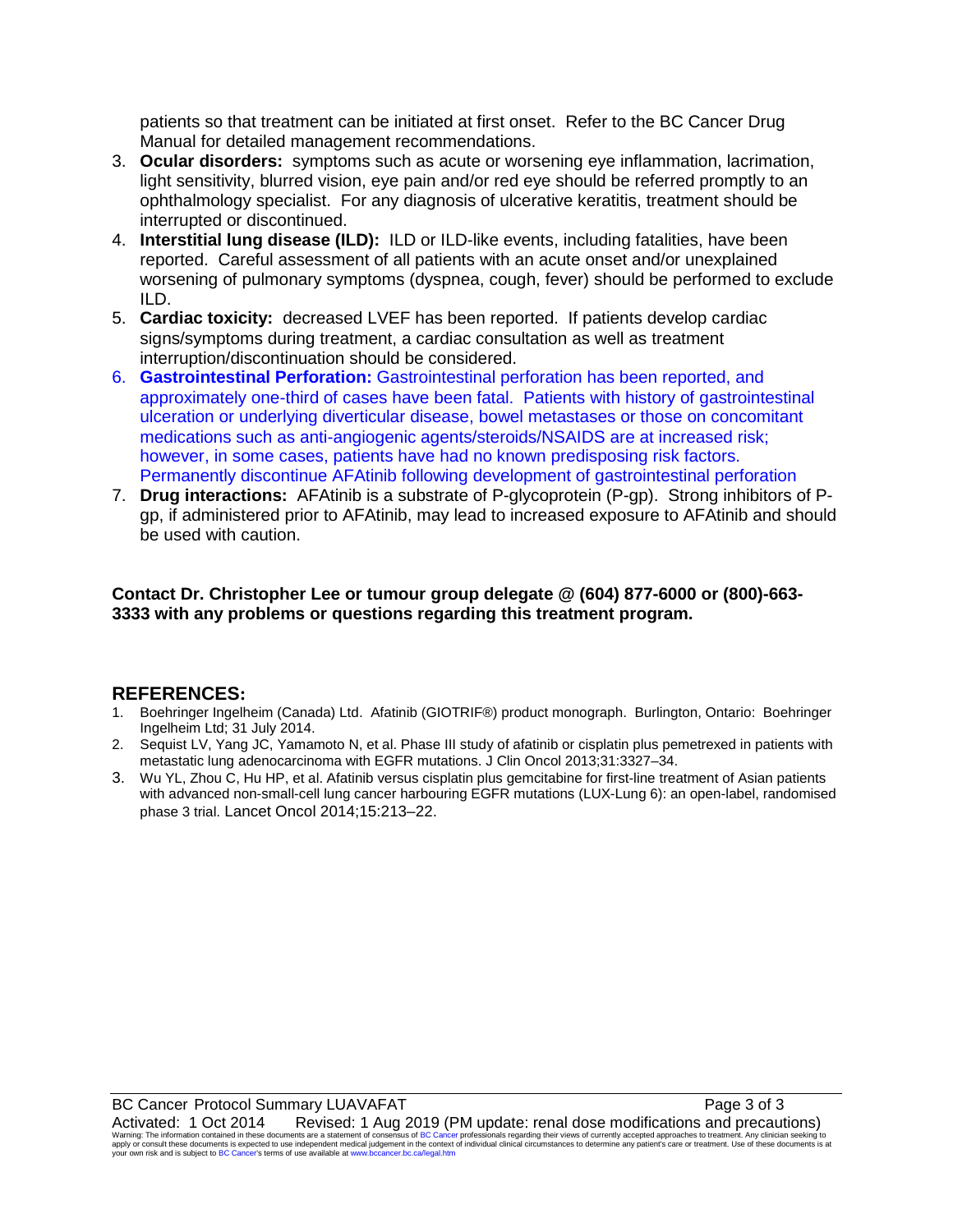patients so that treatment can be initiated at first onset. Refer to the BC Cancer Drug Manual for detailed management recommendations.

3. **Ocular disorders:** symptoms such as acute or worsening eye inflammation, lacrimation, light sensitivity, blurred vision, eye pain and/or red eye should be referred promptly to an ophthalmology specialist. For any diagnosis of ulcerative keratitis, treatment should be interrupted or discontinued.
4. **Interstitial lung disease (ILD):** ILD or ILD-like events, including fatalities, have been reported. Careful assessment of all patients with an acute onset and/or unexplained worsening of pulmonary symptoms (dyspnea, cough, fever) should be performed to exclude ILD.
5. **Cardiac toxicity:** decreased LVEF has been reported. If patients develop cardiac signs/symptoms during treatment, a cardiac consultation as well as treatment interruption/discontinuation should be considered.
6. **Gastrointestinal Perforation:** Gastrointestinal perforation has been reported, and approximately one-third of cases have been fatal. Patients with history of gastrointestinal ulceration or underlying diverticular disease, bowel metastases or those on concomitant medications such as anti-angiogenic agents/steroids/NSAIDS are at increased risk; however, in some cases, patients have had no known predisposing risk factors. Permanently discontinue AFAtinib following development of gastrointestinal perforation
7. **Drug interactions:** AFAtinib is a substrate of P-glycoprotein (P-gp). Strong inhibitors of P-gp, if administered prior to AFAtinib, may lead to increased exposure to AFAtinib and should be used with caution.

**Contact Dr. Christopher Lee or tumour group delegate @ (604) 877-6000 or (800)-663-3333 with any problems or questions regarding this treatment program.**

## REFERENCES:

1. Boehringer Ingelheim (Canada) Ltd. Afatinib (GIOTRIF®) product monograph. Burlington, Ontario: Boehringer Ingelheim Ltd; 31 July 2014.
2. Sequist LV, Yang JC, Yamamoto N, et al. Phase III study of afatinib or cisplatin plus pemetrexed in patients with metastatic lung adenocarcinoma with EGFR mutations. J Clin Oncol 2013;31:3327–34.
3. Wu YL, Zhou C, Hu HP, et al. Afatinib versus cisplatin plus gemcitabine for first-line treatment of Asian patients with advanced non-small-cell lung cancer harbouring EGFR mutations (LUX-Lung 6): an open-label, randomised phase 3 trial. Lancet Oncol 2014;15:213–22.